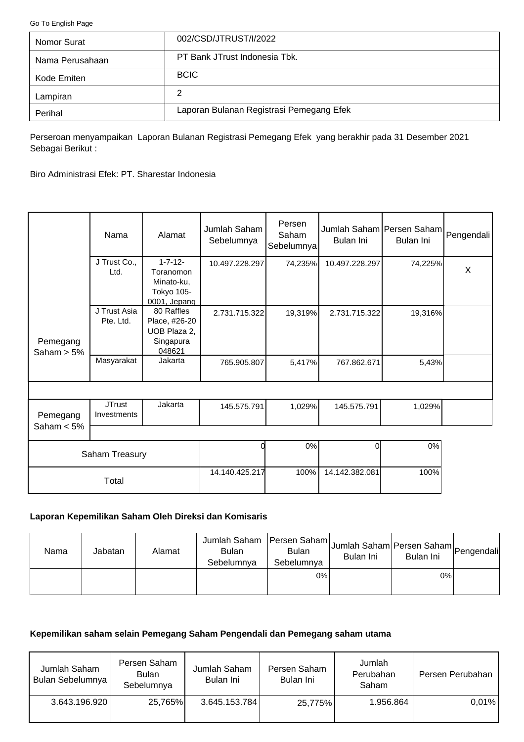Go To English Page

| Nomor Surat | 002/CSD/JTRUST/I/2022 |
|---|---|
| Nama Perusahaan | PT Bank JTrust Indonesia Tbk. |
| Kode Emiten | BCIC |
| Lampiran | 2 |
| Perihal | Laporan Bulanan Registrasi Pemegang Efek |

Perseroan menyampaikan Laporan Bulanan Registrasi Pemegang Efek yang berakhir pada 31 Desember 2021 Sebagai Berikut :

Biro Administrasi Efek: PT. Sharestar Indonesia

| | Nama | Alamat | Jumlah Saham Sebelumnya | Persen Saham Sebelumnya | Jumlah Saham Bulan Ini | Persen Saham Bulan Ini | Pengendali |
|---|---|---|---|---|---|---|---|
| Pemegang Saham > 5% | J Trust Co., Ltd. | 1-7-12- Toranomon Minato-ku, Tokyo 105-0001, Jepang | 10.497.228.297 | 74,235% | 10.497.228.297 | 74,225% | X |
| | J Trust Asia Pte. Ltd. | 80 Raffles Place, #26-20 UOB Plaza 2, Singapura 048621 | 2.731.715.322 | 19,319% | 2.731.715.322 | 19,316% | |
| | Masyarakat | Jakarta | 765.905.807 | 5,417% | 767.862.671 | 5,43% | |
| Pemegang Saham < 5% | JTrust Investments | Jakarta | 145.575.791 | 1,029% | 145.575.791 | 1,029% | |
| Saham Treasury | | | 0 | 0% | 0 | 0% | |
| Total | | | 14.140.425.217 | 100% | 14.142.382.081 | 100% | |

**Laporan Kepemilikan Saham Oleh Direksi dan Komisaris**

| Nama | Jabatan | Alamat | Jumlah Saham Bulan Sebelumnya | Persen Saham Bulan Sebelumnya | Jumlah Saham Bulan Ini | Persen Saham Bulan Ini | Pengendali |
|---|---|---|---|---|---|---|---|
| | | | | 0% | | 0% | |

**Kepemilikan saham selain Pemegang Saham Pengendali dan Pemegang saham utama**

| Jumlah Saham Bulan Sebelumnya | Persen Saham Bulan Sebelumnya | Jumlah Saham Bulan Ini | Persen Saham Bulan Ini | Jumlah Perubahan Saham | Persen Perubahan |
|---|---|---|---|---|---|
| 3.643.196.920 | 25,765% | 3.645.153.784 | 25,775% | 1.956.864 | 0,01% |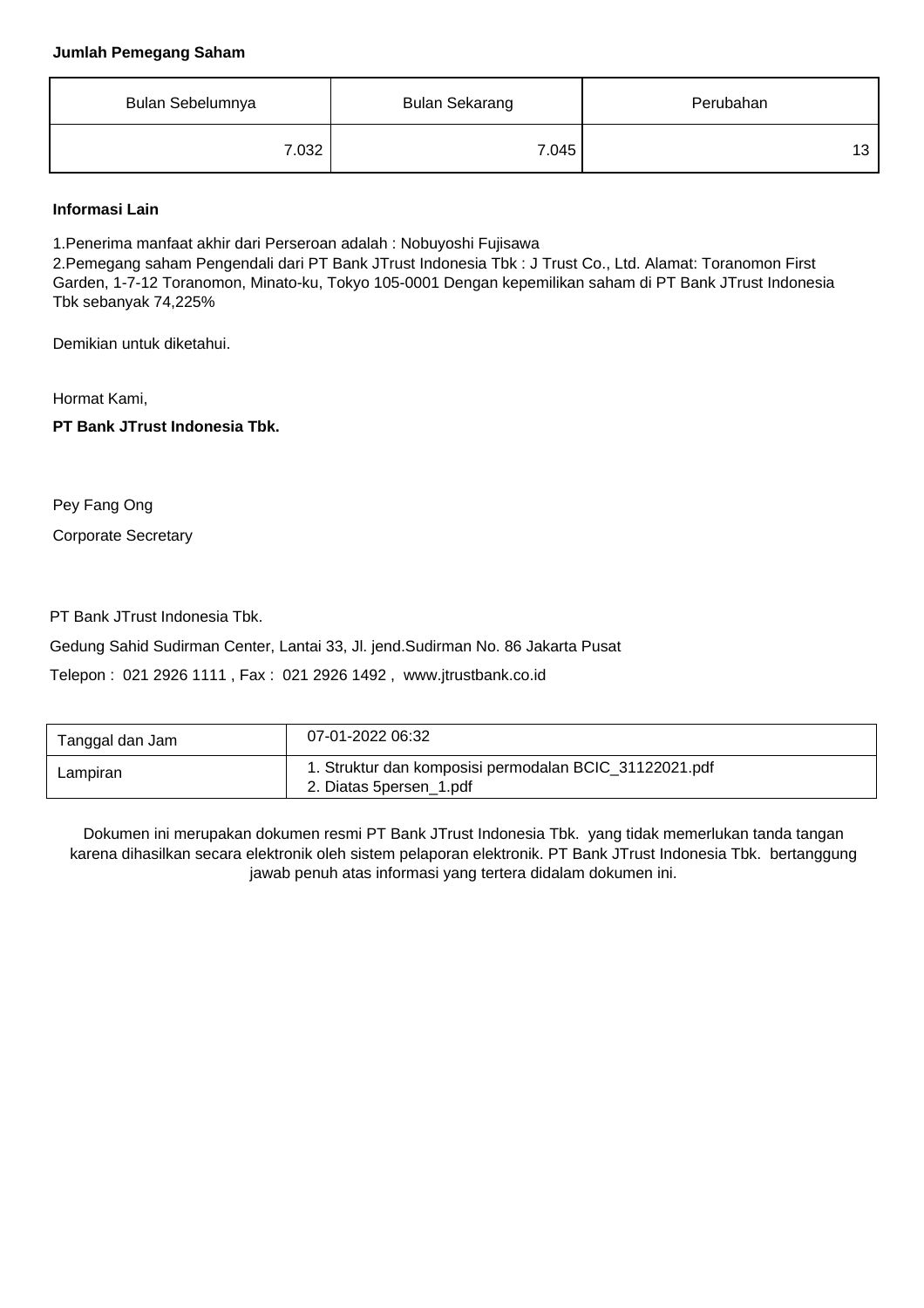**Jumlah Pemegang Saham**

| Bulan Sebelumnya | Bulan Sekarang | Perubahan |
|---|---|---|
| 7.032 | 7.045 | 13 |

**Informasi Lain**

1.Penerima manfaat akhir dari Perseroan adalah : Nobuyoshi Fujisawa
2.Pemegang saham Pengendali dari PT Bank JTrust Indonesia Tbk : J Trust Co., Ltd. Alamat: Toranomon First Garden, 1-7-12 Toranomon, Minato-ku, Tokyo 105-0001 Dengan kepemilikan saham di PT Bank JTrust Indonesia Tbk sebanyak 74,225%

Demikian untuk diketahui.

Hormat Kami,

**PT Bank JTrust Indonesia Tbk.**

Pey Fang Ong

Corporate Secretary

PT Bank JTrust Indonesia Tbk.

Gedung Sahid Sudirman Center, Lantai 33, Jl. jend.Sudirman No. 86 Jakarta Pusat

Telepon : 021 2926 1111 , Fax : 021 2926 1492 , www.jtrustbank.co.id

| Tanggal dan Jam | 07-01-2022 06:32 |
|---|---|
| Lampiran | 1. Struktur dan komposisi permodalan BCIC_31122021.pdf<br>2. Diatas 5persen_1.pdf |

Dokumen ini merupakan dokumen resmi PT Bank JTrust Indonesia Tbk. yang tidak memerlukan tanda tangan karena dihasilkan secara elektronik oleh sistem pelaporan elektronik. PT Bank JTrust Indonesia Tbk. bertanggung jawab penuh atas informasi yang tertera didalam dokumen ini.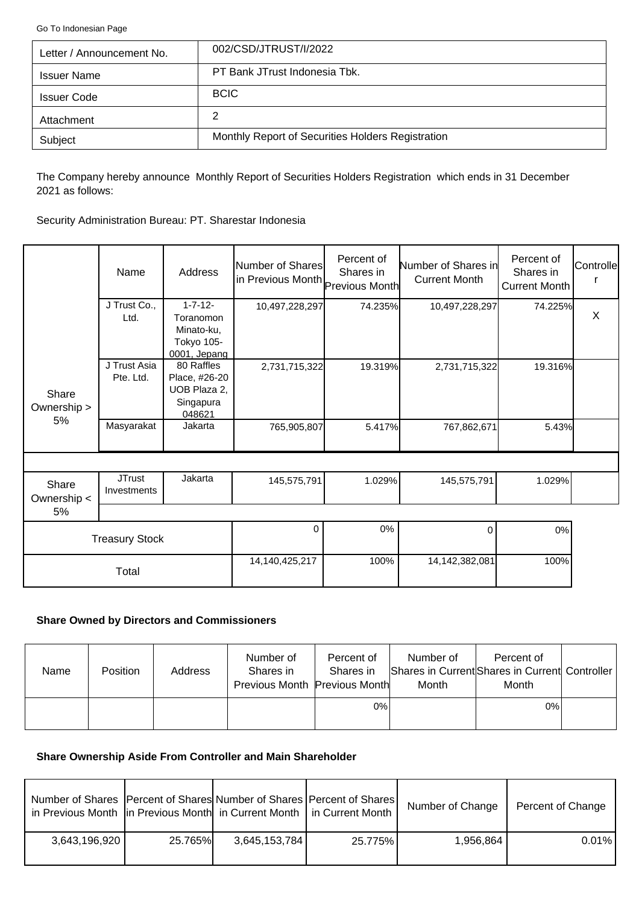Go To Indonesian Page

| Letter / Announcement No. | 002/CSD/JTRUST/I/2022 |
|---|---|
| Issuer Name | PT Bank JTrust Indonesia Tbk. |
| Issuer Code | BCIC |
| Attachment | 2 |
| Subject | Monthly Report of Securities Holders Registration |

The Company hereby announce Monthly Report of Securities Holders Registration which ends in 31 December 2021 as follows:

Security Administration Bureau: PT. Sharestar Indonesia

| | Name | Address | Number of Shares in Previous Month | Percent of Shares in Previous Month | Number of Shares in Current Month | Percent of Shares in Current Month | Controller |
|---|---|---|---|---|---|---|---|
| Share Ownership > 5% | J Trust Co., Ltd. | 1-7-12- Toranomon Minato-ku, Tokyo 105-0001, Jepang | 10,497,228,297 | 74.235% | 10,497,228,297 | 74.225% | X |
| | J Trust Asia Pte. Ltd. | 80 Raffles Place, #26-20 UOB Plaza 2, Singapura 048621 | 2,731,715,322 | 19.319% | 2,731,715,322 | 19.316% | |
| | Masyarakat | Jakarta | 765,905,807 | 5.417% | 767,862,671 | 5.43% | |
| Share Ownership < 5% | JTrust Investments | Jakarta | 145,575,791 | 1.029% | 145,575,791 | 1.029% | |
| Treasury Stock | | | 0 | 0% | 0 | 0% | |
| Total | | | 14,140,425,217 | 100% | 14,142,382,081 | 100% | |

**Share Owned by Directors and Commissioners**

| Name | Position | Address | Number of Shares in Previous Month | Percent of Shares in Previous Month | Number of Shares in Current Month | Percent of Shares in Current Month | Controller |
|---|---|---|---|---|---|---|---|
| | | | | 0% | | 0% | |

**Share Ownership Aside From Controller and Main Shareholder**

| Number of Shares in Previous Month | Percent of Shares in Previous Month | Number of Shares in Current Month | Percent of Shares in Current Month | Number of Change | Percent of Change |
|---|---|---|---|---|---|
| 3,643,196,920 | 25.765% | 3,645,153,784 | 25.775% | 1,956,864 | 0.01% |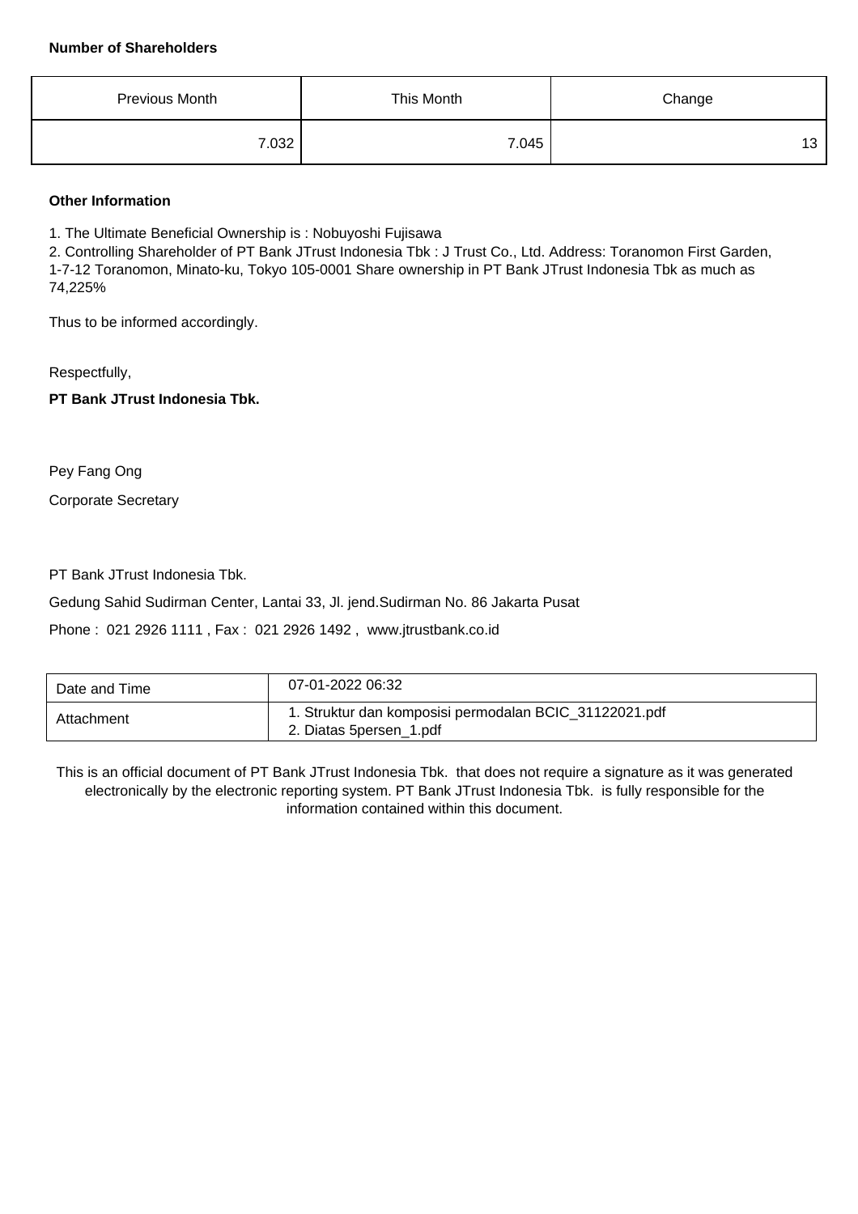**Number of Shareholders**

| Previous Month | This Month | Change |
| --- | --- | --- |
| 7.032 | 7.045 | 13 |

**Other Information**

1. The Ultimate Beneficial Ownership is : Nobuyoshi Fujisawa
2. Controlling Shareholder of PT Bank JTrust Indonesia Tbk : J Trust Co., Ltd. Address: Toranomon First Garden, 1-7-12 Toranomon, Minato-ku, Tokyo 105-0001 Share ownership in PT Bank JTrust Indonesia Tbk as much as 74,225%

Thus to be informed accordingly.

Respectfully,

**PT Bank JTrust Indonesia Tbk.**

Pey Fang Ong

Corporate Secretary

PT Bank JTrust Indonesia Tbk.

Gedung Sahid Sudirman Center, Lantai 33, Jl. jend.Sudirman No. 86 Jakarta Pusat

Phone : 021 2926 1111 , Fax : 021 2926 1492 , www.jtrustbank.co.id

| | |
| --- | --- |
| Date and Time | 07-01-2022 06:32 |
| Attachment | 1. Struktur dan komposisi permodalan BCIC_31122021.pdf<br>2. Diatas 5persen_1.pdf |

This is an official document of PT Bank JTrust Indonesia Tbk. that does not require a signature as it was generated electronically by the electronic reporting system. PT Bank JTrust Indonesia Tbk. is fully responsible for the information contained within this document.